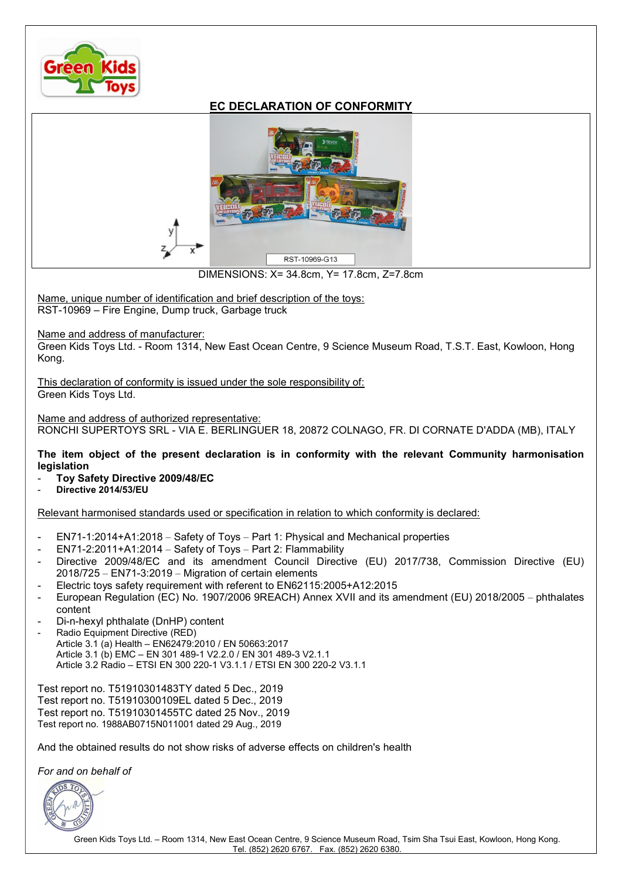# EC DECLARATION OF CONFORMITY

RST-10969-G13

DIMENSIONS: X= 34.8cm, Y= 17.8cm, Z=7.8cm

Name, unique number of identification and brief description of the toys:
RST-10969 – Fire Engine, Dump truck, Garbage truck

Name and address of manufacturer:
Green Kids Toys Ltd. - Room 1314, New East Ocean Centre, 9 Science Museum Road, T.S.T. East, Kowloon, Hong Kong.

This declaration of conformity is issued under the sole responsibility of:
Green Kids Toys Ltd.

Name and address of authorized representative:
RONCHI SUPERTOYS SRL - VIA E. BERLINGUER 18, 20872 COLNAGO, FR. DI CORNATE D'ADDA (MB), ITALY

**The item object of the present declaration is in conformity with the relevant Community harmonisation legislation**

- **Toy Safety Directive 2009/48/EC**
- **Directive 2014/53/EU**

Relevant harmonised standards used or specification in relation to which conformity is declared:

- EN71-1:2014+A1:2018 – Safety of Toys – Part 1: Physical and Mechanical properties
- EN71-2:2011+A1:2014 – Safety of Toys – Part 2: Flammability
- Directive 2009/48/EC and its amendment Council Directive (EU) 2017/738, Commission Directive (EU) 2018/725 – EN71-3:2019 – Migration of certain elements
- Electric toys safety requirement with referent to EN62115:2005+A12:2015
- European Regulation (EC) No. 1907/2006 9REACH) Annex XVII and its amendment (EU) 2018/2005 – phthalates content
- Di-n-hexyl phthalate (DnHP) content
- Radio Equipment Directive (RED)
  Article 3.1 (a) Health – EN62479:2010 / EN 50663:2017
  Article 3.1 (b) EMC – EN 301 489-1 V2.2.0 / EN 301 489-3 V2.1.1
  Article 3.2 Radio – ETSI EN 300 220-1 V3.1.1 / ETSI EN 300 220-2 V3.1.1

Test report no. T51910301483TY dated 5 Dec., 2019
Test report no. T51910300109EL dated 5 Dec., 2019
Test report no. T51910301455TC dated 25 Nov., 2019
Test report no. 1988AB0715N011001 dated 29 Aug., 2019

And the obtained results do not show risks of adverse effects on children's health

*For and on behalf of*

Green Kids Toys Ltd. – Room 1314, New East Ocean Centre, 9 Science Museum Road, Tsim Sha Tsui East, Kowloon, Hong Kong.
Tel. (852) 2620 6767. Fax. (852) 2620 6380.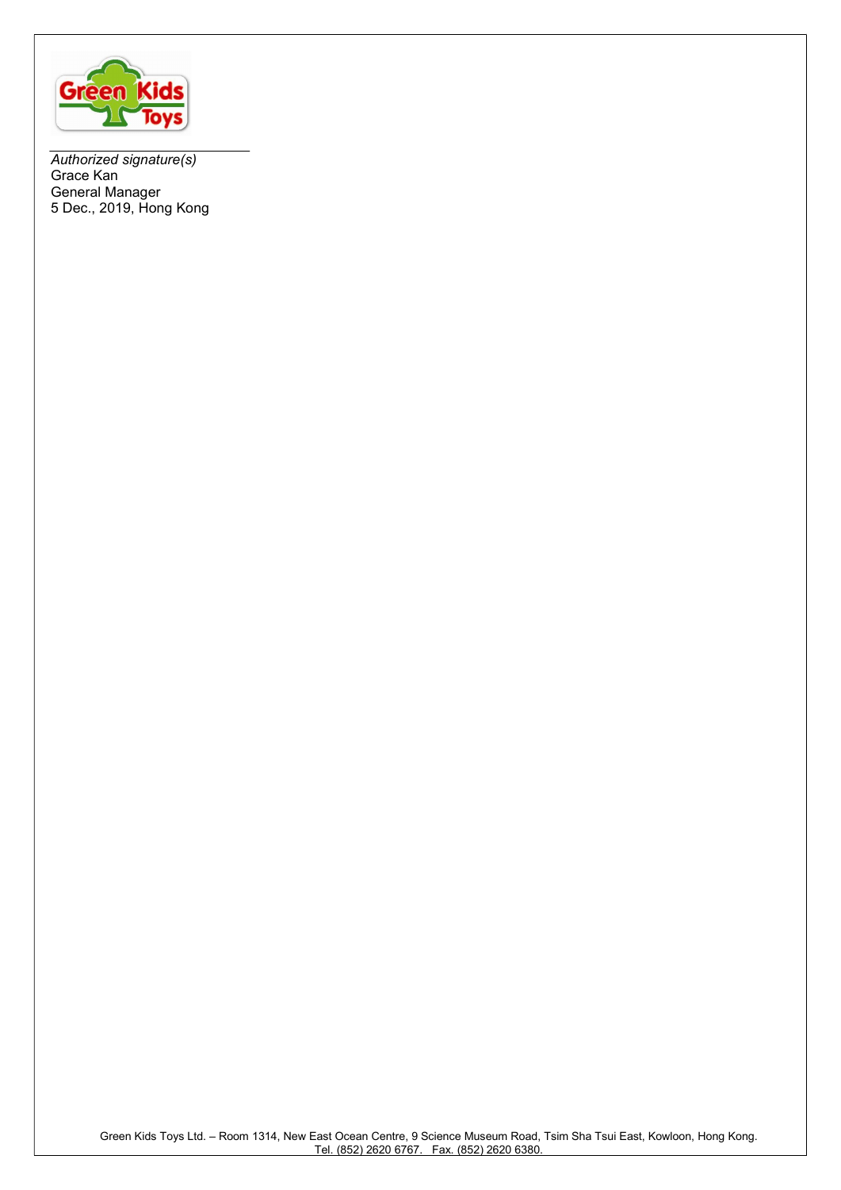*Authorized signature(s)*
Grace Kan
General Manager
5 Dec., 2019, Hong Kong

Green Kids Toys Ltd. – Room 1314, New East Ocean Centre, 9 Science Museum Road, Tsim Sha Tsui East, Kowloon, Hong Kong.
Tel. (852) 2620 6767. Fax. (852) 2620 6380.